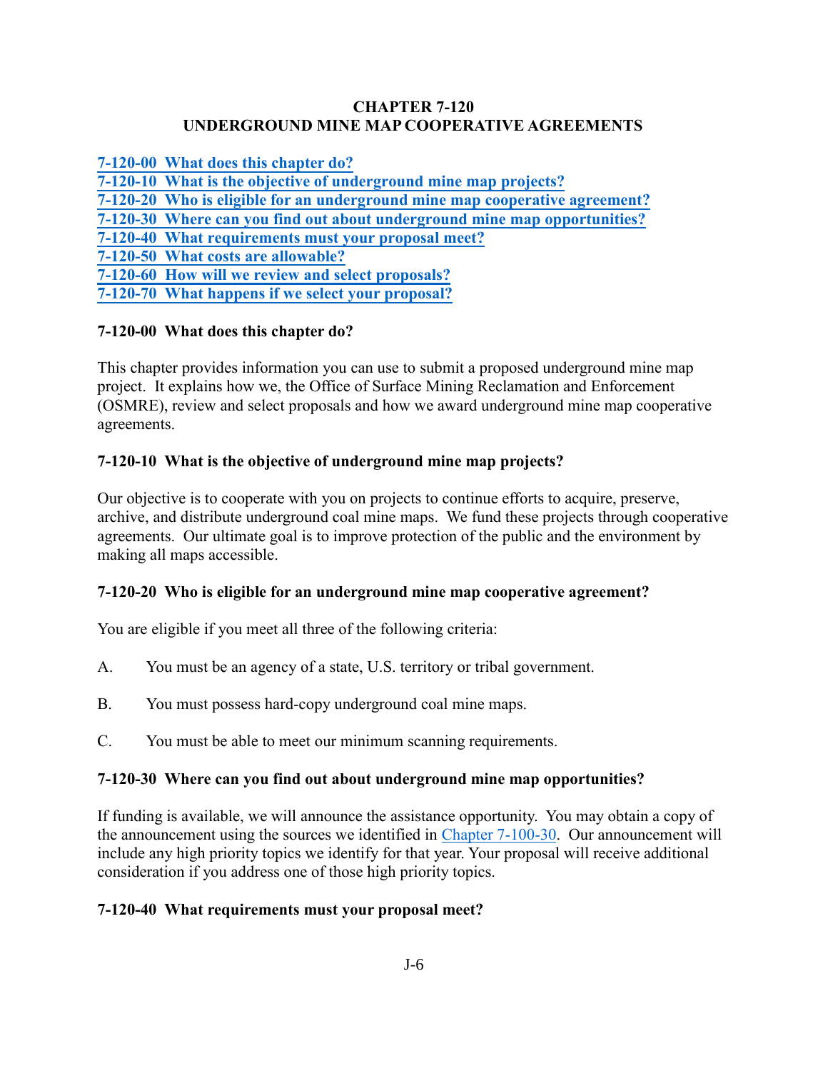# CHAPTER 7-120
# UNDERGROUND MINE MAP COOPERATIVE AGREEMENTS

[7-120-00 What does this chapter do?](#)
[7-120-10 What is the objective of underground mine map projects?](#)
[7-120-20 Who is eligible for an underground mine map cooperative agreement?](#)
[7-120-30 Where can you find out about underground mine map opportunities?](#)
[7-120-40 What requirements must your proposal meet?](#)
[7-120-50 What costs are allowable?](#)
[7-120-60 How will we review and select proposals?](#)
[7-120-70 What happens if we select your proposal?](#)

## 7-120-00 What does this chapter do?

This chapter provides information you can use to submit a proposed underground mine map project. It explains how we, the Office of Surface Mining Reclamation and Enforcement (OSMRE), review and select proposals and how we award underground mine map cooperative agreements.

## 7-120-10 What is the objective of underground mine map projects?

Our objective is to cooperate with you on projects to continue efforts to acquire, preserve, archive, and distribute underground coal mine maps. We fund these projects through cooperative agreements. Our ultimate goal is to improve protection of the public and the environment by making all maps accessible.

## 7-120-20 Who is eligible for an underground mine map cooperative agreement?

You are eligible if you meet all three of the following criteria:

A. You must be an agency of a state, U.S. territory or tribal government.

B. You must possess hard-copy underground coal mine maps.

C. You must be able to meet our minimum scanning requirements.

## 7-120-30 Where can you find out about underground mine map opportunities?

If funding is available, we will announce the assistance opportunity. You may obtain a copy of the announcement using the sources we identified in [Chapter 7-100-30](#). Our announcement will include any high priority topics we identify for that year. Your proposal will receive additional consideration if you address one of those high priority topics.

## 7-120-40 What requirements must your proposal meet?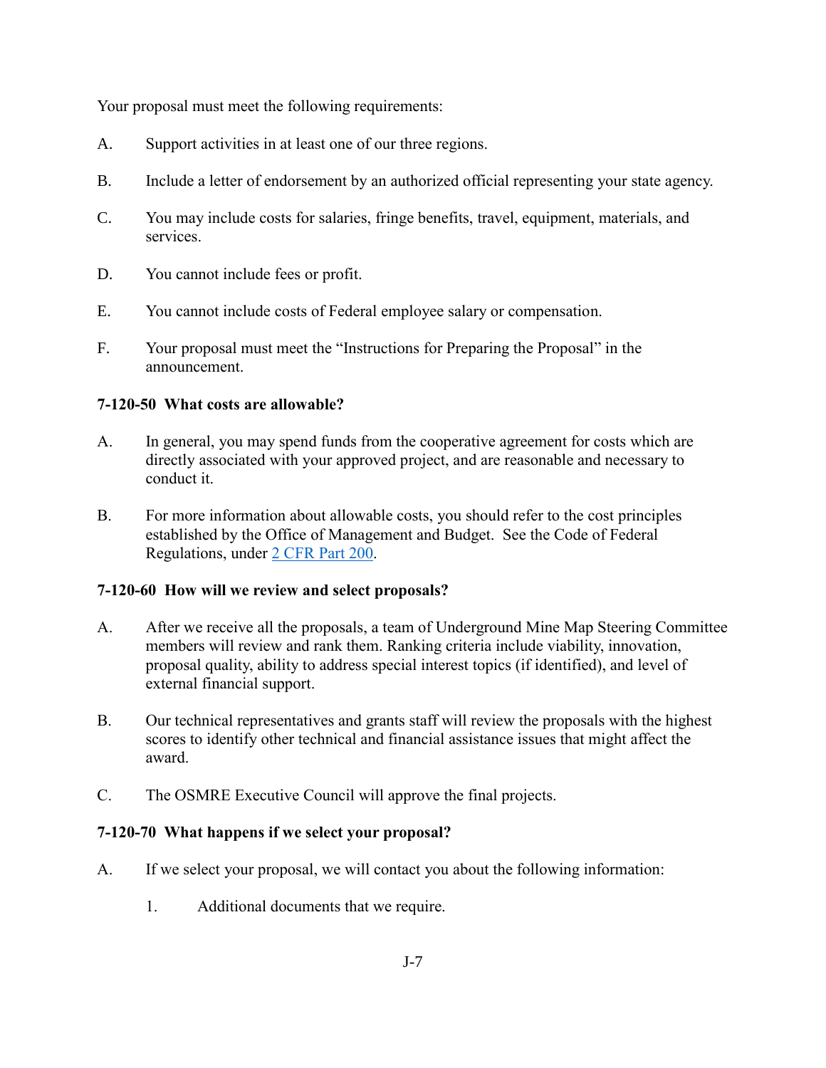Your proposal must meet the following requirements:

A. Support activities in at least one of our three regions.

B. Include a letter of endorsement by an authorized official representing your state agency.

C. You may include costs for salaries, fringe benefits, travel, equipment, materials, and services.

D. You cannot include fees or profit.

E. You cannot include costs of Federal employee salary or compensation.

F. Your proposal must meet the "Instructions for Preparing the Proposal" in the announcement.

### 7-120-50 What costs are allowable?

A. In general, you may spend funds from the cooperative agreement for costs which are directly associated with your approved project, and are reasonable and necessary to conduct it.

B. For more information about allowable costs, you should refer to the cost principles established by the Office of Management and Budget. See the Code of Federal Regulations, under 2 CFR Part 200.

### 7-120-60 How will we review and select proposals?

A. After we receive all the proposals, a team of Underground Mine Map Steering Committee members will review and rank them. Ranking criteria include viability, innovation, proposal quality, ability to address special interest topics (if identified), and level of external financial support.

B. Our technical representatives and grants staff will review the proposals with the highest scores to identify other technical and financial assistance issues that might affect the award.

C. The OSMRE Executive Council will approve the final projects.

### 7-120-70 What happens if we select your proposal?

A. If we select your proposal, we will contact you about the following information:

   1. Additional documents that we require.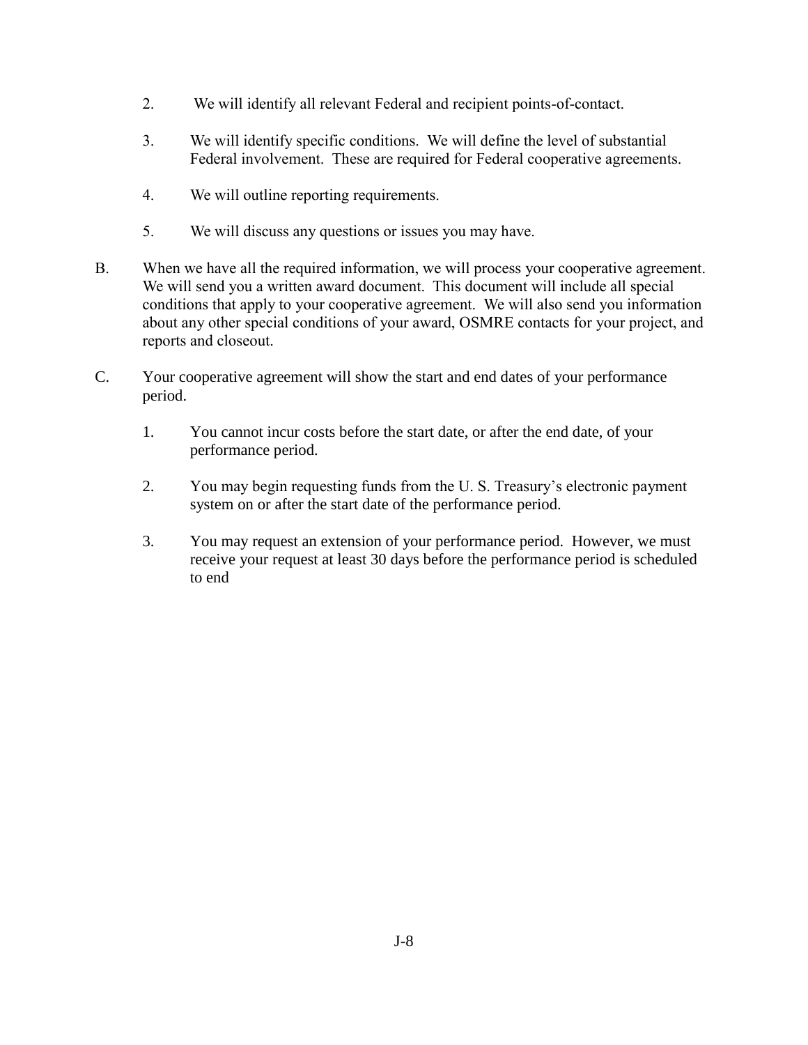2. We will identify all relevant Federal and recipient points-of-contact.

3. We will identify specific conditions. We will define the level of substantial Federal involvement. These are required for Federal cooperative agreements.

4. We will outline reporting requirements.

5. We will discuss any questions or issues you may have.

B. When we have all the required information, we will process your cooperative agreement. We will send you a written award document. This document will include all special conditions that apply to your cooperative agreement. We will also send you information about any other special conditions of your award, OSMRE contacts for your project, and reports and closeout.

C. Your cooperative agreement will show the start and end dates of your performance period.

1. You cannot incur costs before the start date, or after the end date, of your performance period.

2. You may begin requesting funds from the U. S. Treasury's electronic payment system on or after the start date of the performance period.

3. You may request an extension of your performance period. However, we must receive your request at least 30 days before the performance period is scheduled to end